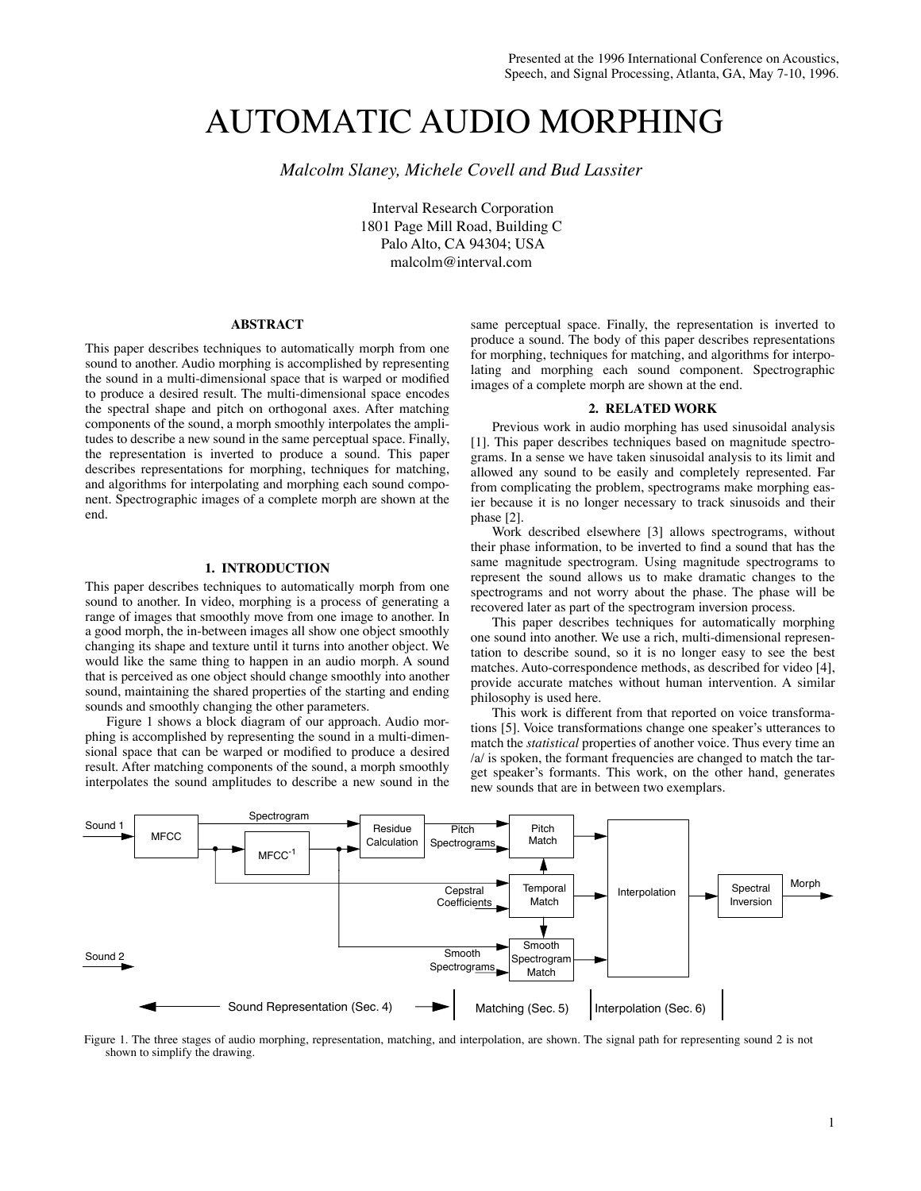Presented at the 1996 International Conference on Acoustics, Speech, and Signal Processing, Atlanta, GA, May 7-10, 1996.

# AUTOMATIC AUDIO MORPHING

*Malcolm Slaney, Michele Covell and Bud Lassiter*

Interval Research Corporation
1801 Page Mill Road, Building C
Palo Alto, CA 94304; USA
malcolm@interval.com

### ABSTRACT

This paper describes techniques to automatically morph from one sound to another. Audio morphing is accomplished by representing the sound in a multi-dimensional space that is warped or modified to produce a desired result. The multi-dimensional space encodes the spectral shape and pitch on orthogonal axes. After matching components of the sound, a morph smoothly interpolates the amplitudes to describe a new sound in the same perceptual space. Finally, the representation is inverted to produce a sound. This paper describes representations for morphing, techniques for matching, and algorithms for interpolating and morphing each sound component. Spectrographic images of a complete morph are shown at the end.

## 1. INTRODUCTION

This paper describes techniques to automatically morph from one sound to another. In video, morphing is a process of generating a range of images that smoothly move from one image to another. In a good morph, the in-between images all show one object smoothly changing its shape and texture until it turns into another object. We would like the same thing to happen in an audio morph. A sound that is perceived as one object should change smoothly into another sound, maintaining the shared properties of the starting and ending sounds and smoothly changing the other parameters.

Figure 1 shows a block diagram of our approach. Audio morphing is accomplished by representing the sound in a multi-dimensional space that can be warped or modified to produce a desired result. After matching components of the sound, a morph smoothly interpolates the sound amplitudes to describe a new sound in the same perceptual space. Finally, the representation is inverted to produce a sound. The body of this paper describes representations for morphing, techniques for matching, and algorithms for interpolating and morphing each sound component. Spectrographic images of a complete morph are shown at the end.

## 2. RELATED WORK

Previous work in audio morphing has used sinusoidal analysis [1]. This paper describes techniques based on magnitude spectrograms. In a sense we have taken sinusoidal analysis to its limit and allowed any sound to be easily and completely represented. Far from complicating the problem, spectrograms make morphing easier because it is no longer necessary to track sinusoids and their phase [2].

Work described elsewhere [3] allows spectrograms, without their phase information, to be inverted to find a sound that has the same magnitude spectrogram. Using magnitude spectrograms to represent the sound allows us to make dramatic changes to the spectrograms and not worry about the phase. The phase will be recovered later as part of the spectrogram inversion process.

This paper describes techniques for automatically morphing one sound into another. We use a rich, multi-dimensional representation to describe sound, so it is no longer easy to see the best matches. Auto-correspondence methods, as described for video [4], provide accurate matches without human intervention. A similar philosophy is used here.

This work is different from that reported on voice transformations [5]. Voice transformations change one speaker's utterances to match the *statistical* properties of another voice. Thus every time an /a/ is spoken, the formant frequencies are changed to match the target speaker's formants. This work, on the other hand, generates new sounds that are in between two exemplars.

Sound 1
MFCC
Spectrogram
MFCC$^{-1}$
Residue Calculation
Pitch Spectrograms
Pitch Match
Cepstral Coefficients
Temporal Match
Interpolation
Spectral Inversion
Morph
Sound 2
Smooth Spectrograms
Smooth Spectrogram Match
Sound Representation (Sec. 4)
Matching (Sec. 5)
Interpolation (Sec. 6)

Figure 1. The three stages of audio morphing, representation, matching, and interpolation, are shown. The signal path for representing sound 2 is not shown to simplify the drawing.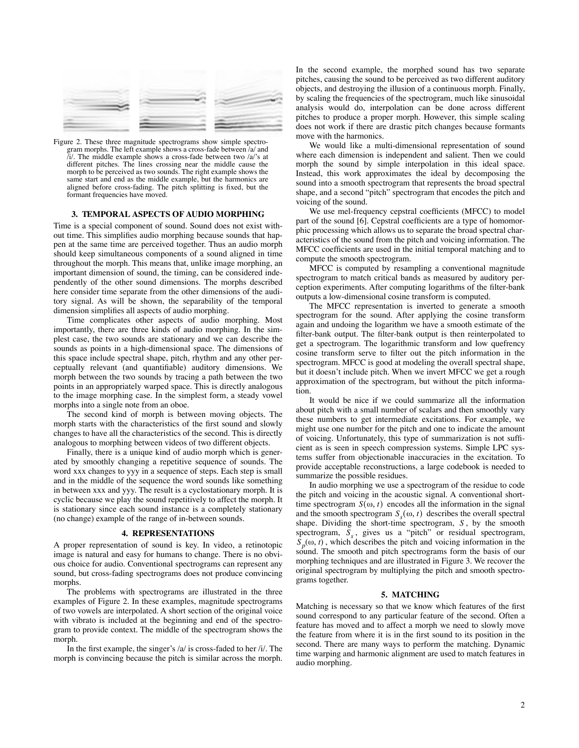Figure 2. These three magnitude spectrograms show simple spectrogram morphs. The left example shows a cross-fade between /a/ and /i/. The middle example shows a cross-fade between two /a/'s at different pitches. The lines crossing near the middle cause the morph to be perceived as two sounds. The right example shows the same start and end as the middle example, but the harmonics are aligned before cross-fading. The pitch splitting is fixed, but the formant frequencies have moved.

## 3. TEMPORAL ASPECTS OF AUDIO MORPHING

Time is a special component of sound. Sound does not exist without time. This simplifies audio morphing because sounds that happen at the same time are perceived together. Thus an audio morph should keep simultaneous components of a sound aligned in time throughout the morph. This means that, unlike image morphing, an important dimension of sound, the timing, can be considered independently of the other sound dimensions. The morphs described here consider time separate from the other dimensions of the auditory signal. As will be shown, the separability of the temporal dimension simplifies all aspects of audio morphing.

Time complicates other aspects of audio morphing. Most importantly, there are three kinds of audio morphing. In the simplest case, the two sounds are stationary and we can describe the sounds as points in a high-dimensional space. The dimensions of this space include spectral shape, pitch, rhythm and any other perceptually relevant (and quantifiable) auditory dimensions. We morph between the two sounds by tracing a path between the two points in an appropriately warped space. This is directly analogous to the image morphing case. In the simplest form, a steady vowel morphs into a single note from an oboe.

The second kind of morph is between moving objects. The morph starts with the characteristics of the first sound and slowly changes to have all the characteristics of the second. This is directly analogous to morphing between videos of two different objects.

Finally, there is a unique kind of audio morph which is generated by smoothly changing a repetitive sequence of sounds. The word xxx changes to yyy in a sequence of steps. Each step is small and in the middle of the sequence the word sounds like something in between xxx and yyy. The result is a cyclostationary morph. It is cyclic because we play the sound repetitively to affect the morph. It is stationary since each sound instance is a completely stationary (no change) example of the range of in-between sounds.

## 4. REPRESENTATIONS

A proper representation of sound is key. In video, a retinotopic image is natural and easy for humans to change. There is no obvious choice for audio. Conventional spectrograms can represent any sound, but cross-fading spectrograms does not produce convincing morphs.

The problems with spectrograms are illustrated in the three examples of Figure 2. In these examples, magnitude spectrograms of two vowels are interpolated. A short section of the original voice with vibrato is included at the beginning and end of the spectrogram to provide context. The middle of the spectrogram shows the morph.

In the first example, the singer's /a/ is cross-faded to her /i/. The morph is convincing because the pitch is similar across the morph. In the second example, the morphed sound has two separate pitches, causing the sound to be perceived as two different auditory objects, and destroying the illusion of a continuous morph. Finally, by scaling the frequencies of the spectrogram, much like sinusoidal analysis would do, interpolation can be done across different pitches to produce a proper morph. However, this simple scaling does not work if there are drastic pitch changes because formants move with the harmonics.

We would like a multi-dimensional representation of sound where each dimension is independent and salient. Then we could morph the sound by simple interpolation in this ideal space. Instead, this work approximates the ideal by decomposing the sound into a smooth spectrogram that represents the broad spectral shape, and a second "pitch" spectrogram that encodes the pitch and voicing of the sound.

We use mel-frequency cepstral coefficients (MFCC) to model part of the sound [6]. Cepstral coefficients are a type of homomorphic processing which allows us to separate the broad spectral characteristics of the sound from the pitch and voicing information. The MFCC coefficients are used in the initial temporal matching and to compute the smooth spectrogram.

MFCC is computed by resampling a conventional magnitude spectrogram to match critical bands as measured by auditory perception experiments. After computing logarithms of the filter-bank outputs a low-dimensional cosine transform is computed.

The MFCC representation is inverted to generate a smooth spectrogram for the sound. After applying the cosine transform again and undoing the logarithm we have a smooth estimate of the filter-bank output. The filter-bank output is then reinterpolated to get a spectrogram. The logarithmic transform and low quefrency cosine transform serve to filter out the pitch information in the spectrogram. MFCC is good at modeling the overall spectral shape, but it doesn't include pitch. When we invert MFCC we get a rough approximation of the spectrogram, but without the pitch information.

It would be nice if we could summarize all the information about pitch with a small number of scalars and then smoothly vary these numbers to get intermediate excitations. For example, we might use one number for the pitch and one to indicate the amount of voicing. Unfortunately, this type of summarization is not sufficient as is seen in speech compression systems. Simple LPC systems suffer from objectionable inaccuracies in the excitation. To provide acceptable reconstructions, a large codebook is needed to summarize the possible residues.

In audio morphing we use a spectrogram of the residue to code the pitch and voicing in the acoustic signal. A conventional short-time spectrogram $S(\omega, t)$ encodes all the information in the signal and the smooth spectrogram $S_s(\omega, t)$ describes the overall spectral shape. Dividing the short-time spectrogram, $S$, by the smooth spectrogram, $S_s$, gives us a "pitch" or residual spectrogram, $S_p(\omega, t)$, which describes the pitch and voicing information in the sound. The smooth and pitch spectrograms form the basis of our morphing techniques and are illustrated in Figure 3. We recover the original spectrogram by multiplying the pitch and smooth spectrograms together.

## 5. MATCHING

Matching is necessary so that we know which features of the first sound correspond to any particular feature of the second. Often a feature has moved and to affect a morph we need to slowly move the feature from where it is in the first sound to its position in the second. There are many ways to perform the matching. Dynamic time warping and harmonic alignment are used to match features in audio morphing.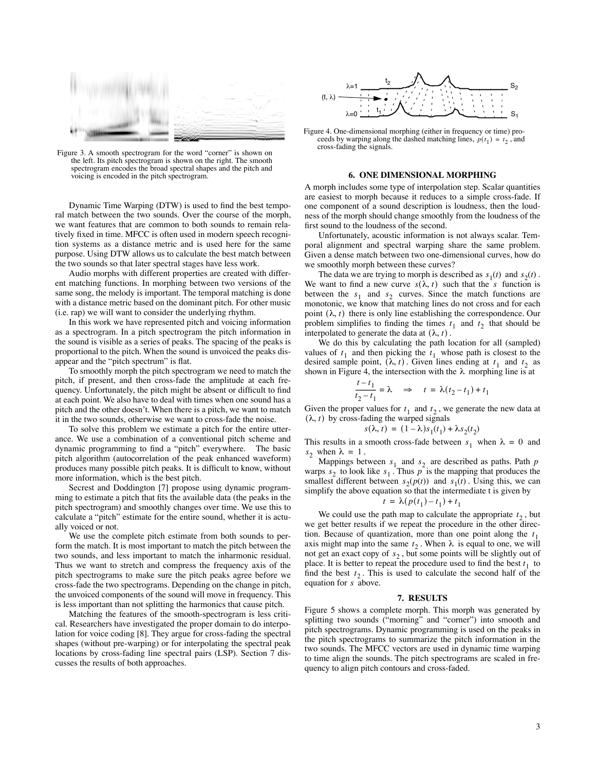Figure 3. A smooth spectrogram for the word "corner" is shown on the left. Its pitch spectrogram is shown on the right. The smooth spectrogram encodes the broad spectral shapes and the pitch and voicing is encoded in the pitch spectrogram.

Dynamic Time Warping (DTW) is used to find the best temporal match between the two sounds. Over the course of the morph, we want features that are common to both sounds to remain relatively fixed in time. MFCC is often used in modern speech recognition systems as a distance metric and is used here for the same purpose. Using DTW allows us to calculate the best match between the two sounds so that later spectral stages have less work.

Audio morphs with different properties are created with different matching functions. In morphing between two versions of the same song, the melody is important. The temporal matching is done with a distance metric based on the dominant pitch. For other music (i.e. rap) we will want to consider the underlying rhythm.

In this work we have represented pitch and voicing information as a spectrogram. In a pitch spectrogram the pitch information in the sound is visible as a series of peaks. The spacing of the peaks is proportional to the pitch. When the sound is unvoiced the peaks disappear and the "pitch spectrum" is flat.

To smoothly morph the pitch spectrogram we need to match the pitch, if present, and then cross-fade the amplitude at each frequency. Unfortunately, the pitch might be absent or difficult to find at each point. We also have to deal with times when one sound has a pitch and the other doesn't. When there is a pitch, we want to match it in the two sounds, otherwise we want to cross-fade the noise.

To solve this problem we estimate a pitch for the entire utterance. We use a combination of a conventional pitch scheme and dynamic programming to find a "pitch" everywhere. The basic pitch algorithm (autocorrelation of the peak enhanced waveform) produces many possible pitch peaks. It is difficult to know, without more information, which is the best pitch.

Secrest and Doddington [7] propose using dynamic programming to estimate a pitch that fits the available data (the peaks in the pitch spectrogram) and smoothly changes over time. We use this to calculate a "pitch" estimate for the entire sound, whether it is actually voiced or not.

We use the complete pitch estimate from both sounds to perform the match. It is most important to match the pitch between the two sounds, and less important to match the inharmonic residual. Thus we want to stretch and compress the frequency axis of the pitch spectrograms to make sure the pitch peaks agree before we cross-fade the two spectrograms. Depending on the change in pitch, the unvoiced components of the sound will move in frequency. This is less important than not splitting the harmonics that cause pitch.

Matching the features of the smooth-spectrogram is less critical. Researchers have investigated the proper domain to do interpolation for voice coding [8]. They argue for cross-fading the spectral shapes (without pre-warping) or for interpolating the spectral peak locations by cross-fading line spectral pairs (LSP). Section 7 discusses the results of both approaches.

Figure 4. One-dimensional morphing (either in frequency or time) proceeds by warping along the dashed matching lines, $p(t_1) = t_2$, and cross-fading the signals.

## 6. ONE DIMENSIONAL MORPHING

A morph includes some type of interpolation step. Scalar quantities are easiest to morph because it reduces to a simple cross-fade. If one component of a sound description is loudness, then the loudness of the morph should change smoothly from the loudness of the first sound to the loudness of the second.

Unfortunately, acoustic information is not always scalar. Temporal alignment and spectral warping share the same problem. Given a dense match between two one-dimensional curves, how do we smoothly morph between these curves?

The data we are trying to morph is described as $s_1(t)$ and $s_2(t)$. We want to find a new curve $s(\lambda, t)$ such that the $s$ function is between the $s_1$ and $s_2$ curves. Since the match functions are monotonic, we know that matching lines do not cross and for each point $(\lambda, t)$ there is only line establishing the correspondence. Our problem simplifies to finding the times $t_1$ and $t_2$ that should be interpolated to generate the data at $(\lambda, t)$.

We do this by calculating the path location for all (sampled) values of $t_1$ and then picking the $t_1$ whose path is closest to the desired sample point, $(\lambda, t)$. Given lines ending at $t_1$ and $t_2$ as shown in Figure 4, the intersection with the $\lambda$ morphing line is at

$$\frac{t - t_1}{t_2 - t_1} = \lambda \quad \Rightarrow \quad t = \lambda(t_2 - t_1) + t_1$$

Given the proper values for $t_1$ and $t_2$, we generate the new data at $(\lambda, t)$ by cross-fading the warped signals

$$s(\lambda, t) = (1 - \lambda)s_1(t_1) + \lambda s_2(t_2)$$

This results in a smooth cross-fade between $s_1$ when $\lambda = 0$ and $s_2$ when $\lambda = 1$.

Mappings between $s_1$ and $s_2$ are described as paths. Path $p$ warps $s_2$ to look like $s_1$. Thus $p$ is the mapping that produces the smallest different between $s_2(p(t))$ and $s_1(t)$. Using this, we can simplify the above equation so that the intermediate t is given by

$$t = \lambda(p(t_1) - t_1) + t_1$$

We could use the path map to calculate the appropriate $t_2$, but we get better results if we repeat the procedure in the other direction. Because of quantization, more than one point along the $t_1$ axis might map into the same $t_2$. When $\lambda$ is equal to one, we will not get an exact copy of $s_2$, but some points will be slightly out of place. It is better to repeat the procedure used to find the best $t_1$ to find the best $t_2$. This is used to calculate the second half of the equation for $s$ above.

## 7. RESULTS

Figure 5 shows a complete morph. This morph was generated by splitting two sounds ("morning" and "corner") into smooth and pitch spectrograms. Dynamic programming is used on the peaks in the pitch spectrograms to summarize the pitch information in the two sounds. The MFCC vectors are used in dynamic time warping to time align the sounds. The pitch spectrograms are scaled in frequency to align pitch contours and cross-faded.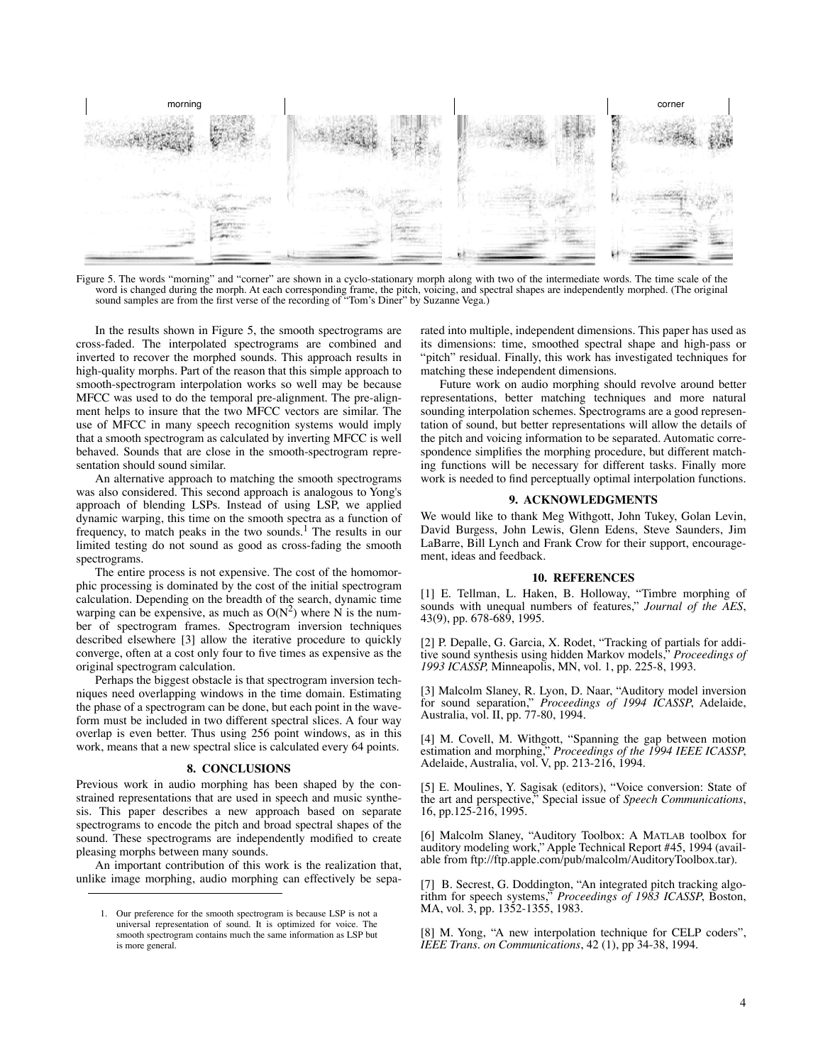morning

corner

Figure 5. The words "morning" and "corner" are shown in a cyclo-stationary morph along with two of the intermediate words. The time scale of the word is changed during the morph. At each corresponding frame, the pitch, voicing, and spectral shapes are independently morphed. (The original sound samples are from the first verse of the recording of "Tom's Diner" by Suzanne Vega.)

In the results shown in Figure 5, the smooth spectrograms are cross-faded. The interpolated spectrograms are combined and inverted to recover the morphed sounds. This approach results in high-quality morphs. Part of the reason that this simple approach to smooth-spectrogram interpolation works so well may be because MFCC was used to do the temporal pre-alignment. The pre-alignment helps to insure that the two MFCC vectors are similar. The use of MFCC in many speech recognition systems would imply that a smooth spectrogram as calculated by inverting MFCC is well behaved. Sounds that are close in the smooth-spectrogram representation should sound similar.

An alternative approach to matching the smooth spectrograms was also considered. This second approach is analogous to Yong's approach of blending LSPs. Instead of using LSP, we applied dynamic warping, this time on the smooth spectra as a function of frequency, to match peaks in the two sounds.[1] The results in our limited testing do not sound as good as cross-fading the smooth spectrograms.

The entire process is not expensive. The cost of the homomorphic processing is dominated by the cost of the initial spectrogram calculation. Depending on the breadth of the search, dynamic time warping can be expensive, as much as $O(N^2)$ where N is the number of spectrogram frames. Spectrogram inversion techniques described elsewhere [3] allow the iterative procedure to quickly converge, often at a cost only four to five times as expensive as the original spectrogram calculation.

Perhaps the biggest obstacle is that spectrogram inversion techniques need overlapping windows in the time domain. Estimating the phase of a spectrogram can be done, but each point in the waveform must be included in two different spectral slices. A four way overlap is even better. Thus using 256 point windows, as in this work, means that a new spectral slice is calculated every 64 points.

## 8. CONCLUSIONS

Previous work in audio morphing has been shaped by the constrained representations that are used in speech and music synthesis. This paper describes a new approach based on separate spectrograms to encode the pitch and broad spectral shapes of the sound. These spectrograms are independently modified to create pleasing morphs between many sounds.

An important contribution of this work is the realization that, unlike image morphing, audio morphing can effectively be separated into multiple, independent dimensions. This paper has used as its dimensions: time, smoothed spectral shape and high-pass or "pitch" residual. Finally, this work has investigated techniques for matching these independent dimensions.

Future work on audio morphing should revolve around better representations, better matching techniques and more natural sounding interpolation schemes. Spectrograms are a good representation of sound, but better representations will allow the details of the pitch and voicing information to be separated. Automatic correspondence simplifies the morphing procedure, but different matching functions will be necessary for different tasks. Finally more work is needed to find perceptually optimal interpolation functions.

## 9. ACKNOWLEDGMENTS

We would like to thank Meg Withgott, John Tukey, Golan Levin, David Burgess, John Lewis, Glenn Edens, Steve Saunders, Jim LaBarre, Bill Lynch and Frank Crow for their support, encouragement, ideas and feedback.

## 10. REFERENCES

[1] E. Tellman, L. Haken, B. Holloway, "Timbre morphing of sounds with unequal numbers of features," *Journal of the AES*, 43(9), pp. 678-689, 1995.

[2] P. Depalle, G. Garcia, X. Rodet, "Tracking of partials for additive sound synthesis using hidden Markov models," *Proceedings of 1993 ICASSP*, Minneapolis, MN, vol. 1, pp. 225-8, 1993.

[3] Malcolm Slaney, R. Lyon, D. Naar, "Auditory model inversion for sound separation," *Proceedings of 1994 ICASSP*, Adelaide, Australia, vol. II, pp. 77-80, 1994.

[4] M. Covell, M. Withgott, "Spanning the gap between motion estimation and morphing," *Proceedings of the 1994 IEEE ICASSP*, Adelaide, Australia, vol. V, pp. 213-216, 1994.

[5] E. Moulines, Y. Sagisak (editors), "Voice conversion: State of the art and perspective," Special issue of *Speech Communications*, 16, pp.125-216, 1995.

[6] Malcolm Slaney, "Auditory Toolbox: A MATLAB toolbox for auditory modeling work," Apple Technical Report #45, 1994 (available from ftp://ftp.apple.com/pub/malcolm/AuditoryToolbox.tar).

[7] B. Secrest, G. Doddington, "An integrated pitch tracking algorithm for speech systems," *Proceedings of 1983 ICASSP*, Boston, MA, vol. 3, pp. 1352-1355, 1983.

[8] M. Yong, "A new interpolation technique for CELP coders", *IEEE Trans. on Communications*, 42 (1), pp 34-38, 1994.

1. Our preference for the smooth spectrogram is because LSP is not a universal representation of sound. It is optimized for voice. The smooth spectrogram contains much the same information as LSP but is more general.